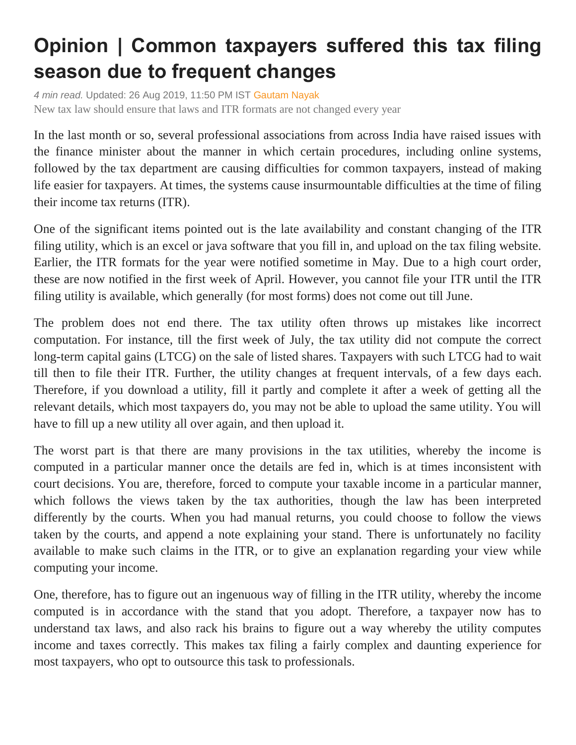# Opinion | Common taxpayers suffered this tax filing season due to frequent changes

*4 min read.* Updated: 26 Aug 2019, 11:50 PM IST Gautam Nayak

New tax law should ensure that laws and ITR formats are not changed every year

In the last month or so, several professional associations from across India have raised issues with the finance minister about the manner in which certain procedures, including online systems, followed by the tax department are causing difficulties for common taxpayers, instead of making life easier for taxpayers. At times, the systems cause insurmountable difficulties at the time of filing their income tax returns (ITR).

One of the significant items pointed out is the late availability and constant changing of the ITR filing utility, which is an excel or java software that you fill in, and upload on the tax filing website. Earlier, the ITR formats for the year were notified sometime in May. Due to a high court order, these are now notified in the first week of April. However, you cannot file your ITR until the ITR filing utility is available, which generally (for most forms) does not come out till June.

The problem does not end there. The tax utility often throws up mistakes like incorrect computation. For instance, till the first week of July, the tax utility did not compute the correct long-term capital gains (LTCG) on the sale of listed shares. Taxpayers with such LTCG had to wait till then to file their ITR. Further, the utility changes at frequent intervals, of a few days each. Therefore, if you download a utility, fill it partly and complete it after a week of getting all the relevant details, which most taxpayers do, you may not be able to upload the same utility. You will have to fill up a new utility all over again, and then upload it.

The worst part is that there are many provisions in the tax utilities, whereby the income is computed in a particular manner once the details are fed in, which is at times inconsistent with court decisions. You are, therefore, forced to compute your taxable income in a particular manner, which follows the views taken by the tax authorities, though the law has been interpreted differently by the courts. When you had manual returns, you could choose to follow the views taken by the courts, and append a note explaining your stand. There is unfortunately no facility available to make such claims in the ITR, or to give an explanation regarding your view while computing your income.

One, therefore, has to figure out an ingenuous way of filling in the ITR utility, whereby the income computed is in accordance with the stand that you adopt. Therefore, a taxpayer now has to understand tax laws, and also rack his brains to figure out a way whereby the utility computes income and taxes correctly. This makes tax filing a fairly complex and daunting experience for most taxpayers, who opt to outsource this task to professionals.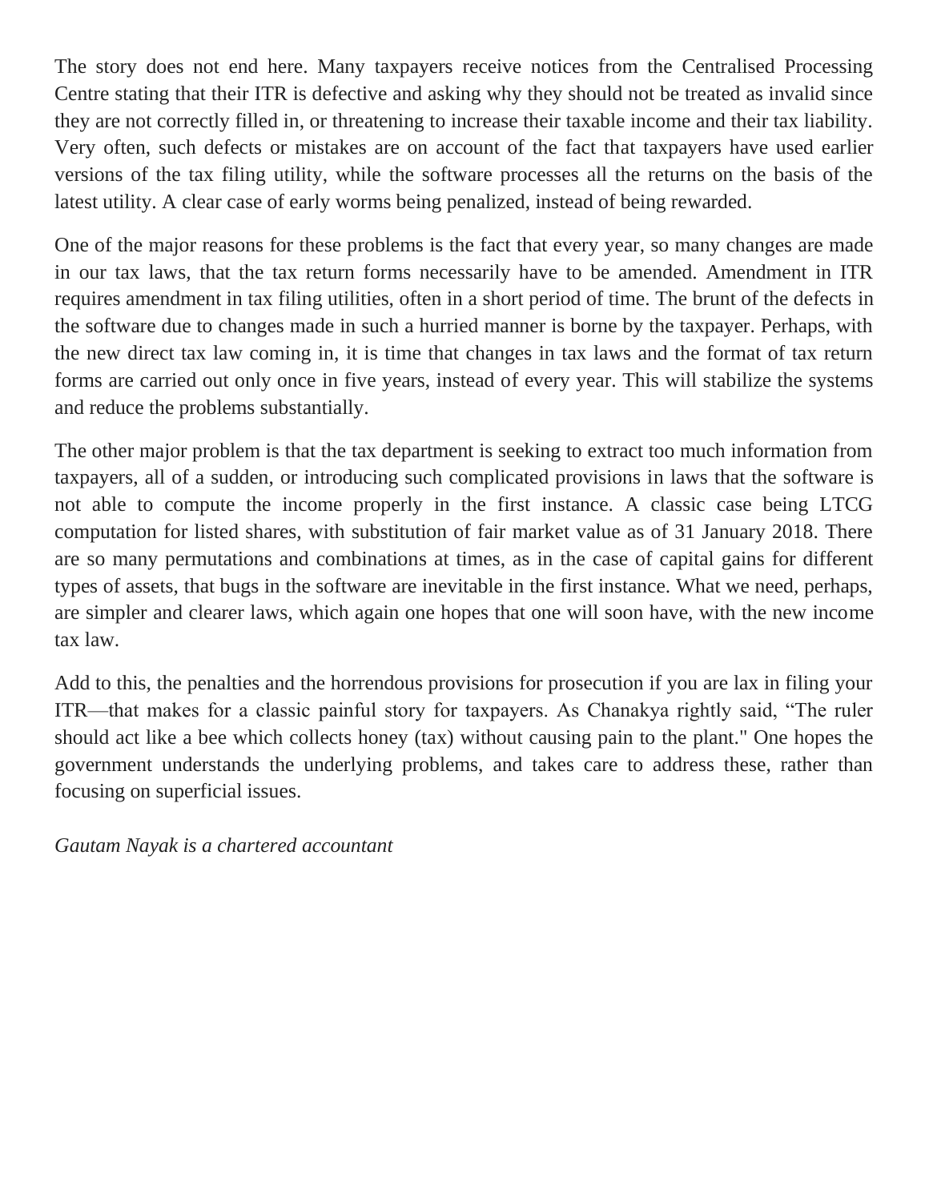The story does not end here. Many taxpayers receive notices from the Centralised Processing Centre stating that their ITR is defective and asking why they should not be treated as invalid since they are not correctly filled in, or threatening to increase their taxable income and their tax liability. Very often, such defects or mistakes are on account of the fact that taxpayers have used earlier versions of the tax filing utility, while the software processes all the returns on the basis of the latest utility. A clear case of early worms being penalized, instead of being rewarded.

One of the major reasons for these problems is the fact that every year, so many changes are made in our tax laws, that the tax return forms necessarily have to be amended. Amendment in ITR requires amendment in tax filing utilities, often in a short period of time. The brunt of the defects in the software due to changes made in such a hurried manner is borne by the taxpayer. Perhaps, with the new direct tax law coming in, it is time that changes in tax laws and the format of tax return forms are carried out only once in five years, instead of every year. This will stabilize the systems and reduce the problems substantially.

The other major problem is that the tax department is seeking to extract too much information from taxpayers, all of a sudden, or introducing such complicated provisions in laws that the software is not able to compute the income properly in the first instance. A classic case being LTCG computation for listed shares, with substitution of fair market value as of 31 January 2018. There are so many permutations and combinations at times, as in the case of capital gains for different types of assets, that bugs in the software are inevitable in the first instance. What we need, perhaps, are simpler and clearer laws, which again one hopes that one will soon have, with the new income tax law.

Add to this, the penalties and the horrendous provisions for prosecution if you are lax in filing your ITR—that makes for a classic painful story for taxpayers. As Chanakya rightly said, “The ruler should act like a bee which collects honey (tax) without causing pain to the plant." One hopes the government understands the underlying problems, and takes care to address these, rather than focusing on superficial issues.

*Gautam Nayak is a chartered accountant*